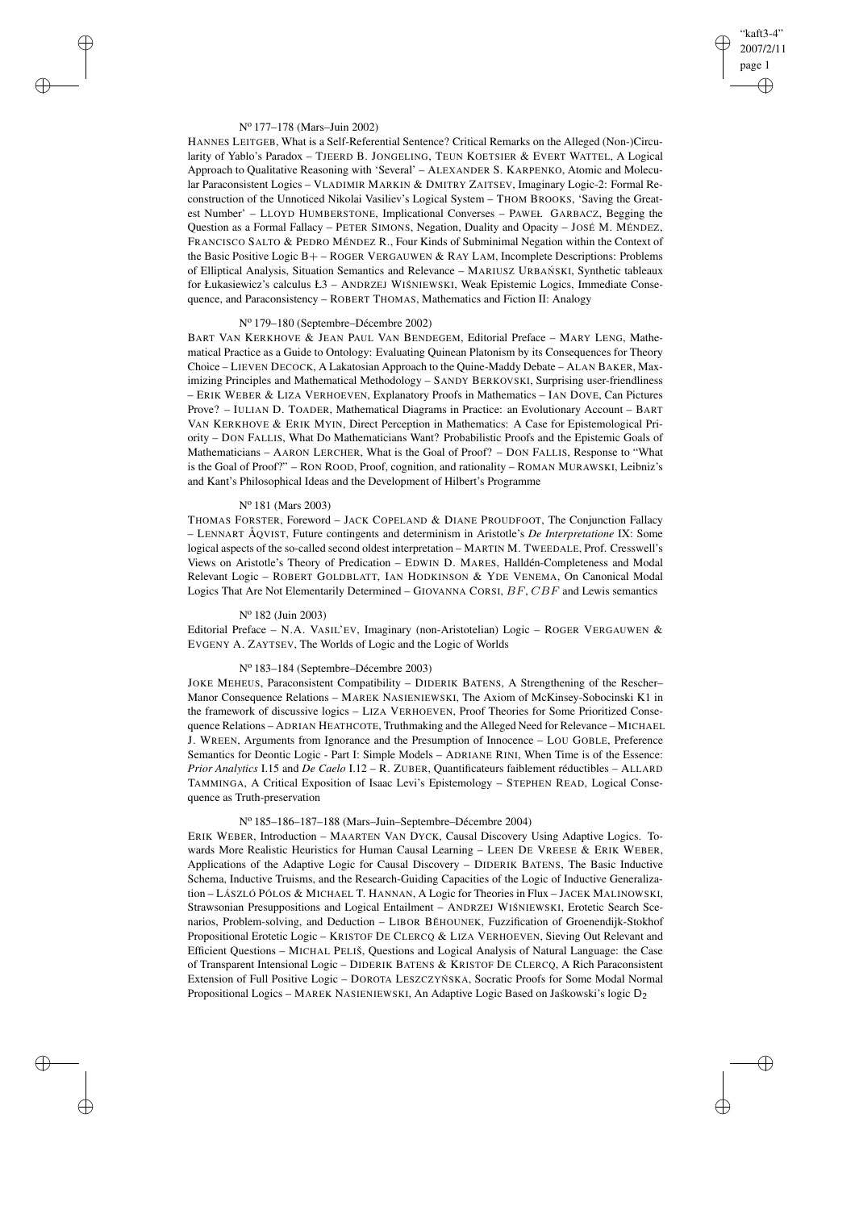### N° 177–178 (Mars–Juin 2002)

HANNES LEITGEB, What is a Self-Referential Sentence? Critical Remarks on the Alleged (Non-)Circularity of Yablo's Paradox – TJEERD B. JONGELING, TEUN KOETSIER & EVERT WATTEL, A Logical Approach to Qualitative Reasoning with 'Several' – ALEXANDER S. KARPENKO, Atomic and Molecular Paraconsistent Logics – VLADIMIR MARKIN & DMITRY ZAITSEV, Imaginary Logic-2: Formal Reconstruction of the Unnoticed Nikolai Vasiliev's Logical System – THOM BROOKS, 'Saving the Greatest Number' – LLOYD HUMBERSTONE, Implicational Converses – PAWEŁ GARBACZ, Begging the Question as a Formal Fallacy – PETER SIMONS, Negation, Duality and Opacity – JOSÉ M. MÉNDEZ, FRANCISCO SALTO & PEDRO MÉNDEZ R., Four Kinds of Subminimal Negation within the Context of the Basic Positive Logic B+ – ROGER VERGAUWEN & RAY LAM, Incomplete Descriptions: Problems of Elliptical Analysis, Situation Semantics and Relevance – MARIUSZ URBAŃSKI, Synthetic tableaux for Łukasiewicz's calculus Ł3 – ANDRZEJ WIŚNIEWSKI, Weak Epistemic Logics, Immediate Consequence, and Paraconsistency – ROBERT THOMAS, Mathematics and Fiction II: Analogy

### N° 179–180 (Septembre–Décembre 2002)

BART VAN KERKHOVE & JEAN PAUL VAN BENDEGEM, Editorial Preface – MARY LENG, Mathematical Practice as a Guide to Ontology: Evaluating Quinean Platonism by its Consequences for Theory Choice – LIEVEN DECOCK, A Lakatosian Approach to the Quine-Maddy Debate – ALAN BAKER, Maximizing Principles and Mathematical Methodology – SANDY BERKOVSKI, Surprising user-friendliness – ERIK WEBER & LIZA VERHOEVEN, Explanatory Proofs in Mathematics – IAN DOVE, Can Pictures Prove? – IULIAN D. TOADER, Mathematical Diagrams in Practice: an Evolutionary Account – BART VAN KERKHOVE & ERIK MYIN, Direct Perception in Mathematics: A Case for Epistemological Priority – DON FALLIS, What Do Mathematicians Want? Probabilistic Proofs and the Epistemic Goals of Mathematicians – AARON LERCHER, What is the Goal of Proof? – DON FALLIS, Response to "What is the Goal of Proof?" – RON ROOD, Proof, cognition, and rationality – ROMAN MURAWSKI, Leibniz's and Kant's Philosophical Ideas and the Development of Hilbert's Programme

### N° 181 (Mars 2003)

THOMAS FORSTER, Foreword – JACK COPELAND & DIANE PROUDFOOT, The Conjunction Fallacy – LENNART ÅQVIST, Future contingents and determinism in Aristotle's *De Interpretatione* IX: Some logical aspects of the so-called second oldest interpretation – MARTIN M. TWEEDALE, Prof. Cresswell's Views on Aristotle's Theory of Predication – EDWIN D. MARES, Halldén-Completeness and Modal Relevant Logic – ROBERT GOLDBLATT, IAN HODKINSON & YDE VENEMA, On Canonical Modal Logics That Are Not Elementarily Determined – GIOVANNA CORSI, $BF$, $CBF$ and Lewis semantics

### N° 182 (Juin 2003)

Editorial Preface – N.A. VASIL'EV, Imaginary (non-Aristotelian) Logic – ROGER VERGAUWEN & EVGENY A. ZAYTSEV, The Worlds of Logic and the Logic of Worlds

### N° 183–184 (Septembre–Décembre 2003)

JOKE MEHEUS, Paraconsistent Compatibility – DIDERIK BATENS, A Strengthening of the Rescher–Manor Consequence Relations – MAREK NASIENIEWSKI, The Axiom of McKinsey-Sobocinski K1 in the framework of discussive logics – LIZA VERHOEVEN, Proof Theories for Some Prioritized Consequence Relations – ADRIAN HEATHCOTE, Truthmaking and the Alleged Need for Relevance – MICHAEL J. WREEN, Arguments from Ignorance and the Presumption of Innocence – LOU GOBLE, Preference Semantics for Deontic Logic - Part I: Simple Models – ADRIANE RINI, When Time is of the Essence: *Prior Analytics* I.15 and *De Caelo* I.12 – R. ZUBER, Quantificateurs faiblement réductibles – ALLARD TAMMINGA, A Critical Exposition of Isaac Levi's Epistemology – STEPHEN READ, Logical Consequence as Truth-preservation

### N° 185–186–187–188 (Mars–Juin–Septembre–Décembre 2004)

ERIK WEBER, Introduction – MAARTEN VAN DYCK, Causal Discovery Using Adaptive Logics. Towards More Realistic Heuristics for Human Causal Learning – LEEN DE VREESE & ERIK WEBER, Applications of the Adaptive Logic for Causal Discovery – DIDERIK BATENS, The Basic Inductive Schema, Inductive Truisms, and the Research-Guiding Capacities of the Logic of Inductive Generalization – LÁSZLÓ PÓLOS & MICHAEL T. HANNAN, A Logic for Theories in Flux – JACEK MALINOWSKI, Strawsonian Presuppositions and Logical Entailment – ANDRZEJ WIŚNIEWSKI, Erotetic Search Scenarios, Problem-solving, and Deduction – LIBOR BĚHOUNEK, Fuzzification of Groenendijk-Stokhof Propositional Erotetic Logic – KRISTOF DE CLERCQ & LIZA VERHOEVEN, Sieving Out Relevant and Efficient Questions – MICHAL PELIŠ, Questions and Logical Analysis of Natural Language: the Case of Transparent Intensional Logic – DIDERIK BATENS & KRISTOF DE CLERCQ, A Rich Paraconsistent Extension of Full Positive Logic – DOROTA LESZCZYŃSKA, Socratic Proofs for Some Modal Normal Propositional Logics – MAREK NASIENIEWSKI, An Adaptive Logic Based on Jaśkowski's logic $D_2$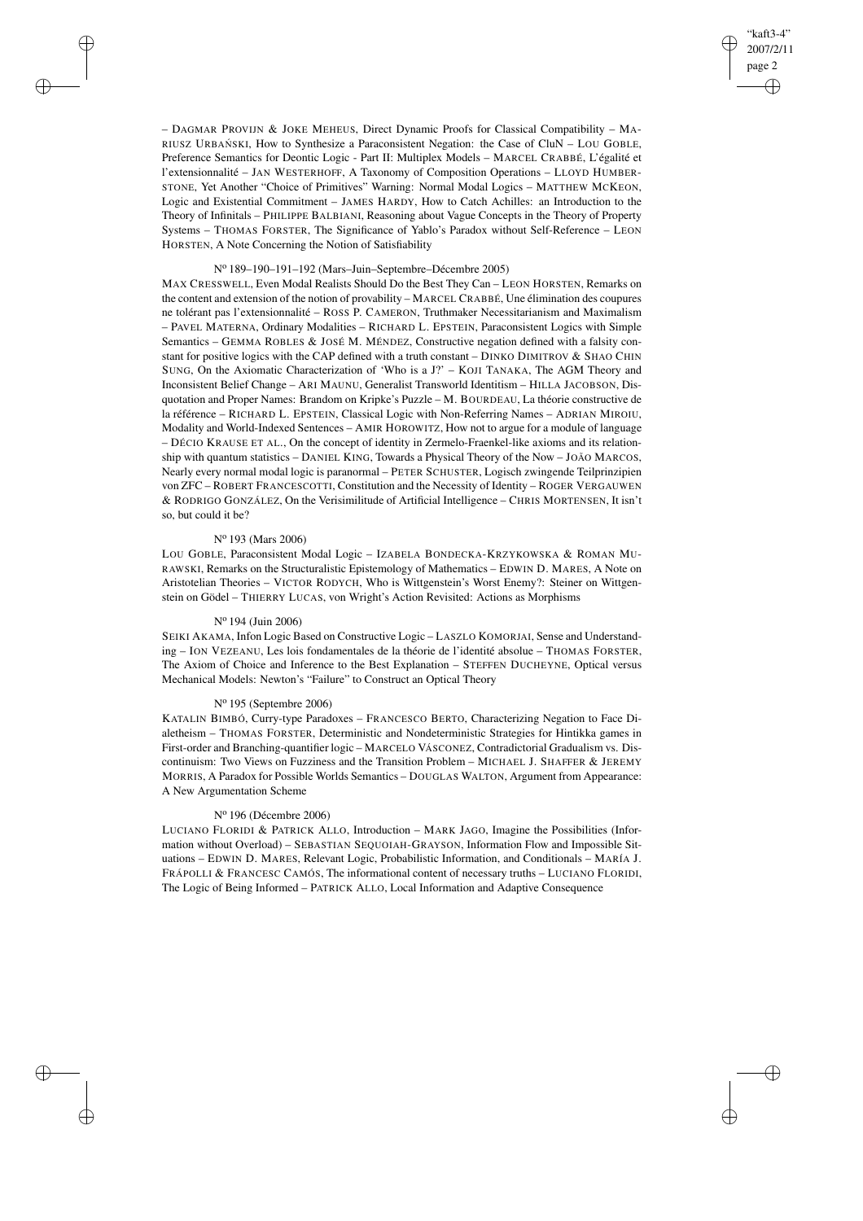– DAGMAR PROVIJN & JOKE MEHEUS, Direct Dynamic Proofs for Classical Compatibility – MARIUSZ URBAŃSKI, How to Synthesize a Paraconsistent Negation: the Case of CluN – LOU GOBLE, Preference Semantics for Deontic Logic - Part II: Multiplex Models – MARCEL CRABBÉ, L'égalité et l'extensionnalité – JAN WESTERHOFF, A Taxonomy of Composition Operations – LLOYD HUMBERSTONE, Yet Another "Choice of Primitives" Warning: Normal Modal Logics – MATTHEW MCKEON, Logic and Existential Commitment – JAMES HARDY, How to Catch Achilles: an Introduction to the Theory of Infinitals – PHILIPPE BALBIANI, Reasoning about Vague Concepts in the Theory of Property Systems – THOMAS FORSTER, The Significance of Yablo's Paradox without Self-Reference – LEON HORSTEN, A Note Concerning the Notion of Satisfiability

N° 189–190–191–192 (Mars–Juin–Septembre–Décembre 2005)

MAX CRESSWELL, Even Modal Realists Should Do the Best They Can – LEON HORSTEN, Remarks on the content and extension of the notion of provability – MARCEL CRABBÉ, Une élimination des coupures ne tolérant pas l'extensionnalité – ROSS P. CAMERON, Truthmaker Necessitarianism and Maximalism – PAVEL MATERNA, Ordinary Modalities – RICHARD L. EPSTEIN, Paraconsistent Logics with Simple Semantics – GEMMA ROBLES & JOSÉ M. MÉNDEZ, Constructive negation defined with a falsity constant for positive logics with the CAP defined with a truth constant – DINKO DIMITROV & SHAO CHIN SUNG, On the Axiomatic Characterization of 'Who is a J?' – KOJI TANAKA, The AGM Theory and Inconsistent Belief Change – ARI MAUNU, Generalist Transworld Identitism – HILLA JACOBSON, Disquotation and Proper Names: Brandom on Kripke's Puzzle – M. BOURDEAU, La théorie constructive de la référence – RICHARD L. EPSTEIN, Classical Logic with Non-Referring Names – ADRIAN MIROIU, Modality and World-Indexed Sentences – AMIR HOROWITZ, How not to argue for a module of language – DÉCIO KRAUSE ET AL., On the concept of identity in Zermelo-Fraenkel-like axioms and its relationship with quantum statistics – DANIEL KING, Towards a Physical Theory of the Now – JOÃO MARCOS, Nearly every normal modal logic is paranormal – PETER SCHUSTER, Logisch zwingende Teilprinzipien von ZFC – ROBERT FRANCESCOTTI, Constitution and the Necessity of Identity – ROGER VERGAUWEN & RODRIGO GONZÁLEZ, On the Verisimilitude of Artificial Intelligence – CHRIS MORTENSEN, It isn't so, but could it be?

N° 193 (Mars 2006)

LOU GOBLE, Paraconsistent Modal Logic – IZABELA BONDECKA-KRZYKOWSKA & ROMAN MURAWSKI, Remarks on the Structuralistic Epistemology of Mathematics – EDWIN D. MARES, A Note on Aristotelian Theories – VICTOR RODYCH, Who is Wittgenstein's Worst Enemy?: Steiner on Wittgenstein on Gödel – THIERRY LUCAS, von Wright's Action Revisited: Actions as Morphisms

N° 194 (Juin 2006)

SEIKI AKAMA, Infon Logic Based on Constructive Logic – LASZLO KOMORJAI, Sense and Understanding – ION VEZEANU, Les lois fondamentales de la théorie de l'identité absolue – THOMAS FORSTER, The Axiom of Choice and Inference to the Best Explanation – STEFFEN DUCHEYNE, Optical versus Mechanical Models: Newton's "Failure" to Construct an Optical Theory

N° 195 (Septembre 2006)

KATALIN BIMBÓ, Curry-type Paradoxes – FRANCESCO BERTO, Characterizing Negation to Face Dialetheism – THOMAS FORSTER, Deterministic and Nondeterministic Strategies for Hintikka games in First-order and Branching-quantifier logic – MARCELO VÁSCONEZ, Contradictorial Gradualism vs. Discontinuism: Two Views on Fuzziness and the Transition Problem – MICHAEL J. SHAFFER & JEREMY MORRIS, A Paradox for Possible Worlds Semantics – DOUGLAS WALTON, Argument from Appearance: A New Argumentation Scheme

N° 196 (Décembre 2006)

LUCIANO FLORIDI & PATRICK ALLO, Introduction – MARK JAGO, Imagine the Possibilities (Information without Overload) – SEBASTIAN SEQUOIAH-GRAYSON, Information Flow and Impossible Situations – EDWIN D. MARES, Relevant Logic, Probabilistic Information, and Conditionals – MARÍA J. FRÁPOLLI & FRANCESC CAMÓS, The informational content of necessary truths – LUCIANO FLORIDI, The Logic of Being Informed – PATRICK ALLO, Local Information and Adaptive Consequence